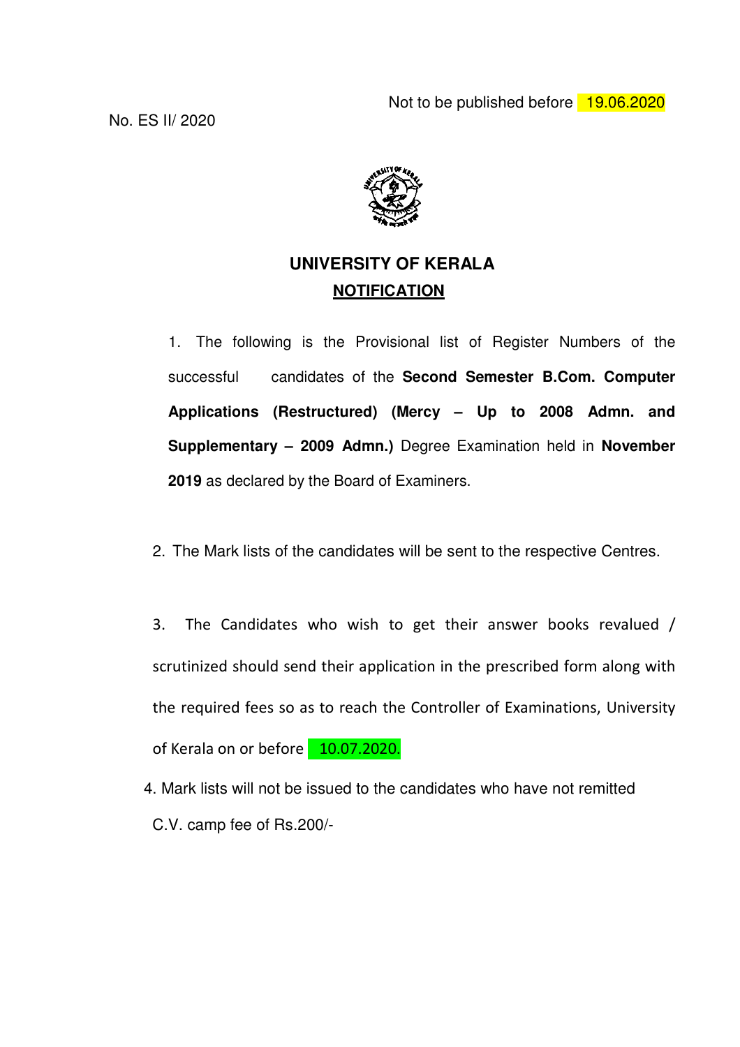Not to be published before 19.06.2020

No. ES II/ 2020

# UNIVERSITY OF KERALA

## NOTIFICATION

1. The following is the Provisional list of Register Numbers of the successful candidates of the **Second Semester B.Com. Computer Applications (Restructured) (Mercy – Up to 2008 Admn. and Supplementary – 2009 Admn.)** Degree Examination held in **November 2019** as declared by the Board of Examiners.

2. The Mark lists of the candidates will be sent to the respective Centres.

3. The Candidates who wish to get their answer books revalued / scrutinized should send their application in the prescribed form along with the required fees so as to reach the Controller of Examinations, University of Kerala on or before 10.07.2020.

4. Mark lists will not be issued to the candidates who have not remitted C.V. camp fee of Rs.200/-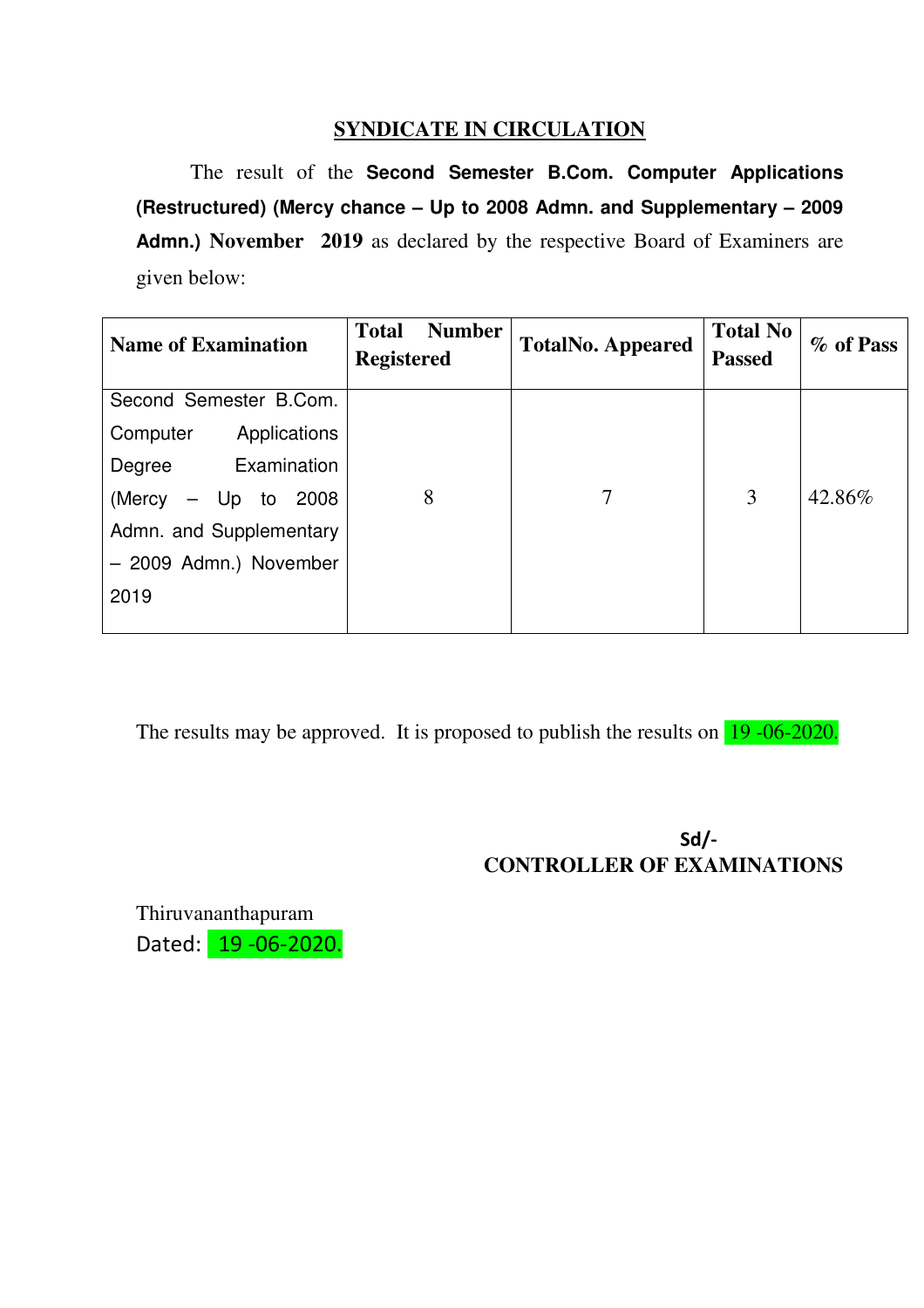## SYNDICATE IN CIRCULATION

The result of the **Second Semester B.Com. Computer Applications (Restructured) (Mercy chance – Up to 2008 Admn. and Supplementary – 2009 Admn.) November 2019** as declared by the respective Board of Examiners are given below:

| Name of Examination | Total Number Registered | TotalNo. Appeared | Total No Passed | % of Pass |
|---|---|---|---|---|
| Second Semester B.Com. Computer Applications Degree Examination (Mercy – Up to 2008 Admn. and Supplementary – 2009 Admn.) November 2019 | 8 | 7 | 3 | 42.86% |

The results may be approved. It is proposed to publish the results on 19 -06-2020.

Sd/-
**CONTROLLER OF EXAMINATIONS**

Thiruvananthapuram
Dated: 19 -06-2020.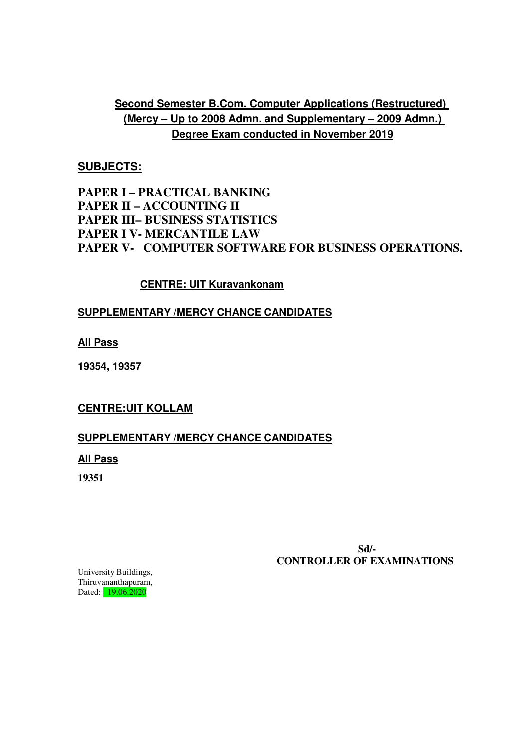**Second Semester B.Com. Computer Applications (Restructured)**
**(Mercy – Up to 2008 Admn. and Supplementary – 2009 Admn.)**
**Degree Exam conducted in November 2019**

**SUBJECTS:**

**PAPER I – PRACTICAL BANKING**
**PAPER II – ACCOUNTING II**
**PAPER III– BUSINESS STATISTICS**
**PAPER I V- MERCANTILE LAW**
**PAPER V- COMPUTER SOFTWARE FOR BUSINESS OPERATIONS.**

**CENTRE: UIT Kuravankonam**

**SUPPLEMENTARY /MERCY CHANCE CANDIDATES**

**All Pass**

**19354, 19357**

**CENTRE:UIT KOLLAM**

**SUPPLEMENTARY /MERCY CHANCE CANDIDATES**

**All Pass**

**19351**

**Sd/-**
**CONTROLLER OF EXAMINATIONS**

University Buildings,
Thiruvananthapuram,
Dated: 19.06.2020